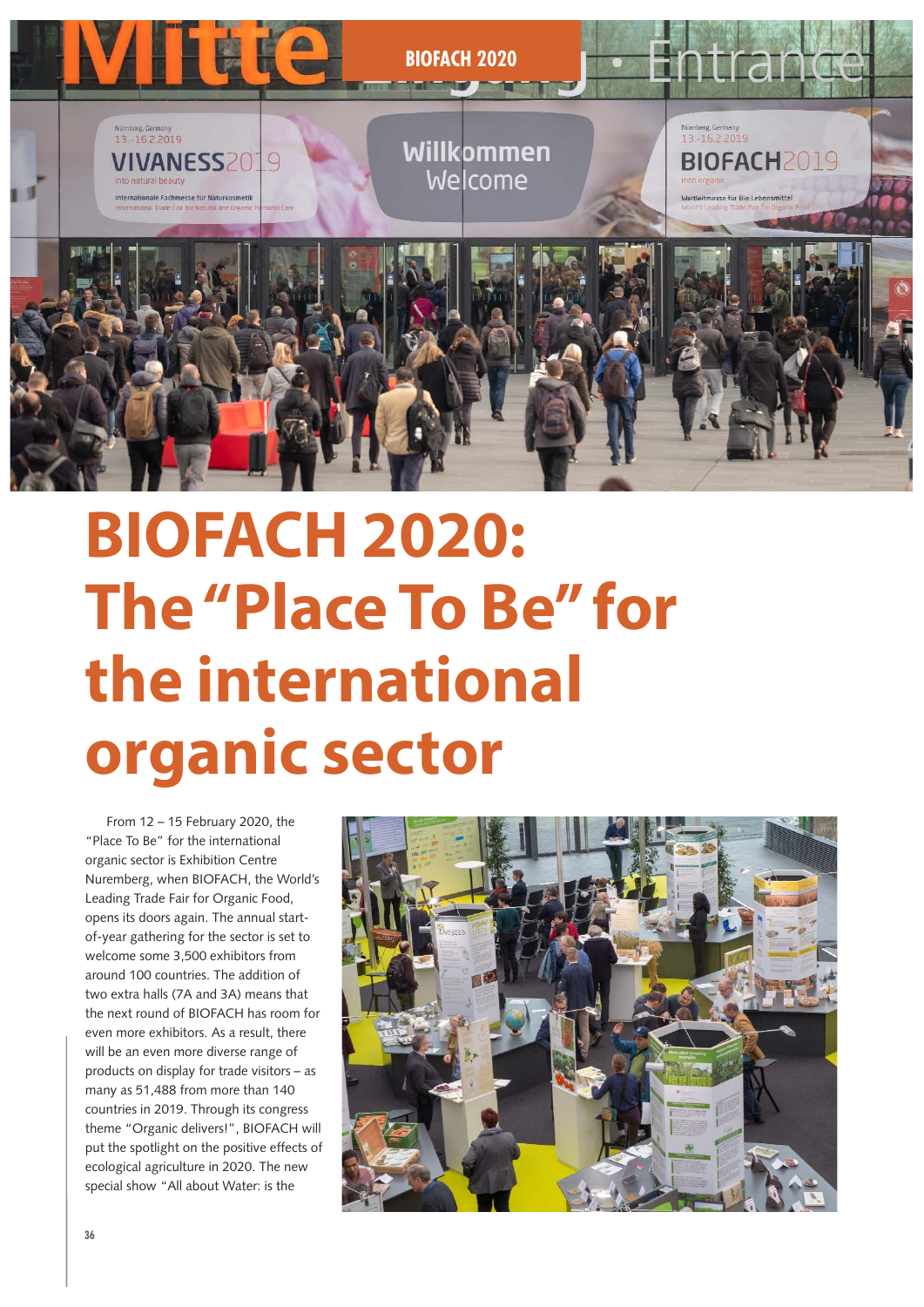# BIOFACH 2020: The "Place To Be" for the international organic sector

From 12 – 15 February 2020, the "Place To Be" for the international organic sector is Exhibition Centre Nuremberg, when BIOFACH, the World's Leading Trade Fair for Organic Food, opens its doors again. The annual start-of-year gathering for the sector is set to welcome some 3,500 exhibitors from around 100 countries. The addition of two extra halls (7A and 3A) means that the next round of BIOFACH has room for even more exhibitors. As a result, there will be an even more diverse range of products on display for trade visitors – as many as 51,488 from more than 140 countries in 2019. Through its congress theme "Organic delivers!", BIOFACH will put the spotlight on the positive effects of ecological agriculture in 2020. The new special show "All about Water: is the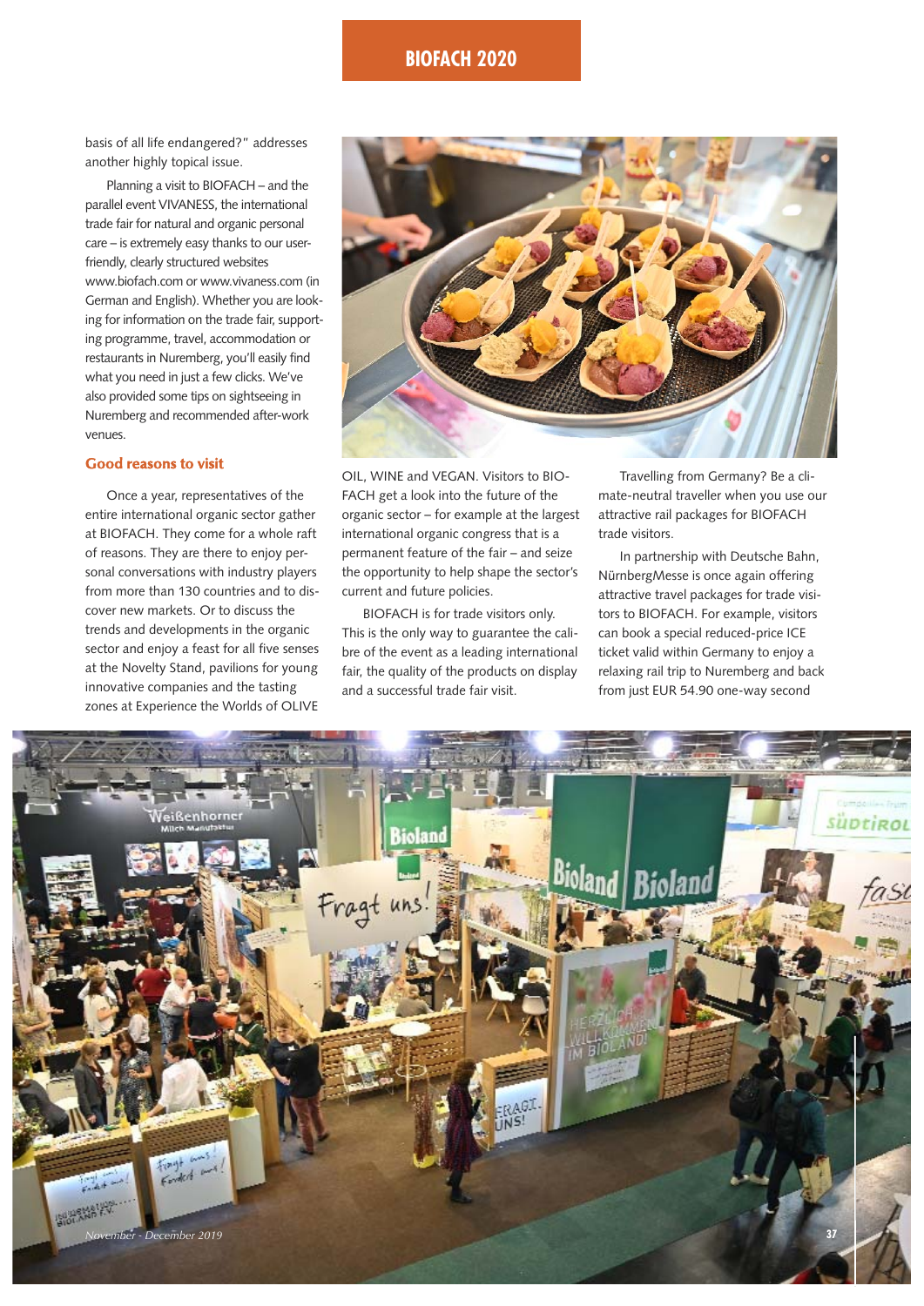basis of all life endangered?" addresses another highly topical issue.

Planning a visit to BIOFACH – and the parallel event VIVANESS, the international trade fair for natural and organic personal care – is extremely easy thanks to our user-friendly, clearly structured websites www.biofach.com or www.vivaness.com (in German and English). Whether you are looking for information on the trade fair, supporting programme, travel, accommodation or restaurants in Nuremberg, you'll easily find what you need in just a few clicks. We've also provided some tips on sightseeing in Nuremberg and recommended after-work venues.

### Good reasons to visit

Once a year, representatives of the entire international organic sector gather at BIOFACH. They come for a whole raft of reasons. They are there to enjoy personal conversations with industry players from more than 130 countries and to discover new markets. Or to discuss the trends and developments in the organic sector and enjoy a feast for all five senses at the Novelty Stand, pavilions for young innovative companies and the tasting zones at Experience the Worlds of OLIVE OIL, WINE and VEGAN. Visitors to BIOFACH get a look into the future of the organic sector – for example at the largest international organic congress that is a permanent feature of the fair – and seize the opportunity to help shape the sector's current and future policies.

BIOFACH is for trade visitors only. This is the only way to guarantee the calibre of the event as a leading international fair, the quality of the products on display and a successful trade fair visit.

Travelling from Germany? Be a climate-neutral traveller when you use our attractive rail packages for BIOFACH trade visitors.

In partnership with Deutsche Bahn, NürnbergMesse is once again offering attractive travel packages for trade visitors to BIOFACH. For example, visitors can book a special reduced-price ICE ticket valid within Germany to enjoy a relaxing rail trip to Nuremberg and back from just EUR 54.90 one-way second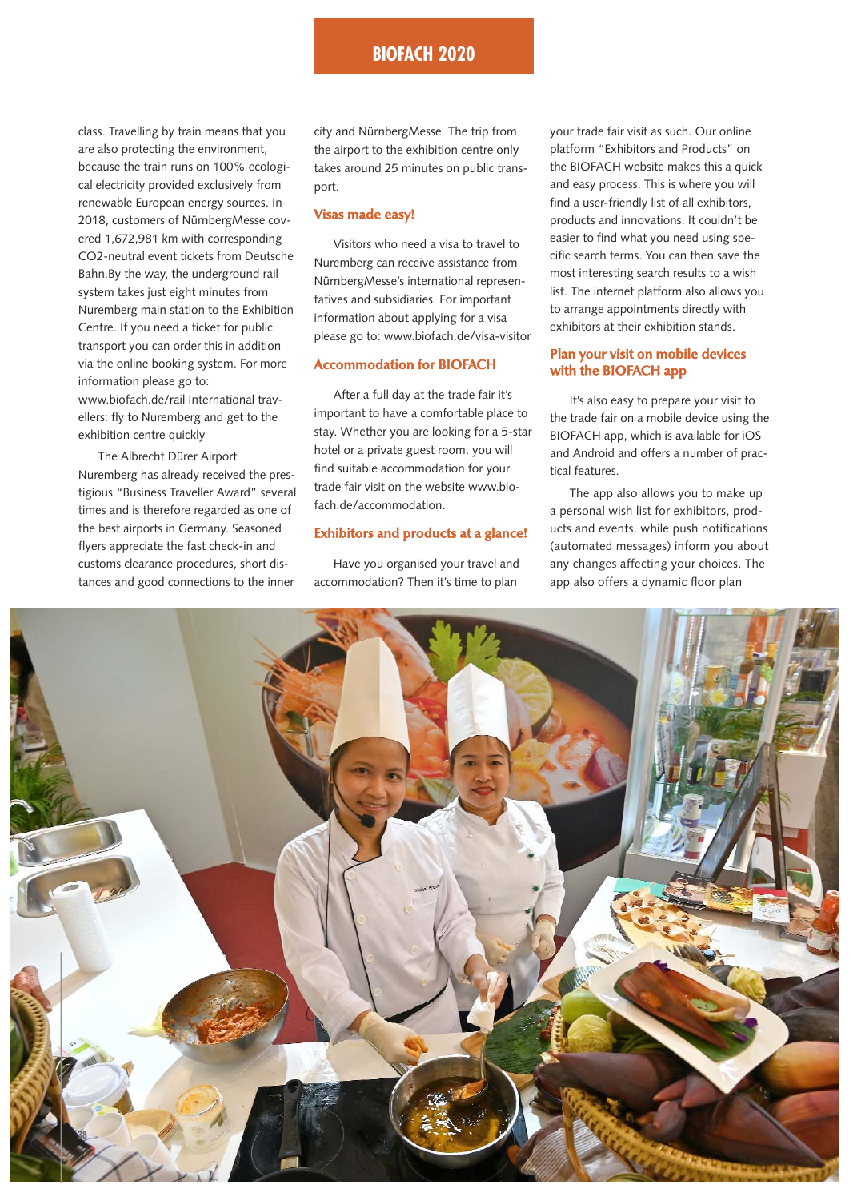class. Travelling by train means that you are also protecting the environment, because the train runs on 100% ecological electricity provided exclusively from renewable European energy sources. In 2018, customers of NürnbergMesse covered 1,672,981 km with corresponding CO2-neutral event tickets from Deutsche Bahn.By the way, the underground rail system takes just eight minutes from Nuremberg main station to the Exhibition Centre. If you need a ticket for public transport you can order this in addition via the online booking system. For more information please go to: www.biofach.de/rail International travellers: fly to Nuremberg and get to the exhibition centre quickly

The Albrecht Dürer Airport Nuremberg has already received the prestigious "Business Traveller Award" several times and is therefore regarded as one of the best airports in Germany. Seasoned flyers appreciate the fast check-in and customs clearance procedures, short distances and good connections to the inner city and NürnbergMesse. The trip from the airport to the exhibition centre only takes around 25 minutes on public transport.

### Visas made easy!

Visitors who need a visa to travel to Nuremberg can receive assistance from NürnbergMesse's international representatives and subsidiaries. For important information about applying for a visa please go to: www.biofach.de/visa-visitor

### Accommodation for BIOFACH

After a full day at the trade fair it's important to have a comfortable place to stay. Whether you are looking for a 5-star hotel or a private guest room, you will find suitable accommodation for your trade fair visit on the website www.biofach.de/accommodation.

### Exhibitors and products at a glance!

Have you organised your travel and accommodation? Then it's time to plan your trade fair visit as such. Our online platform "Exhibitors and Products" on the BIOFACH website makes this a quick and easy process. This is where you will find a user-friendly list of all exhibitors, products and innovations. It couldn't be easier to find what you need using specific search terms. You can then save the most interesting search results to a wish list. The internet platform also allows you to arrange appointments directly with exhibitors at their exhibition stands.

### Plan your visit on mobile devices with the BIOFACH app

It's also easy to prepare your visit to the trade fair on a mobile device using the BIOFACH app, which is available for iOS and Android and offers a number of practical features.

The app also allows you to make up a personal wish list for exhibitors, products and events, while push notifications (automated messages) inform you about any changes affecting your choices. The app also offers a dynamic floor plan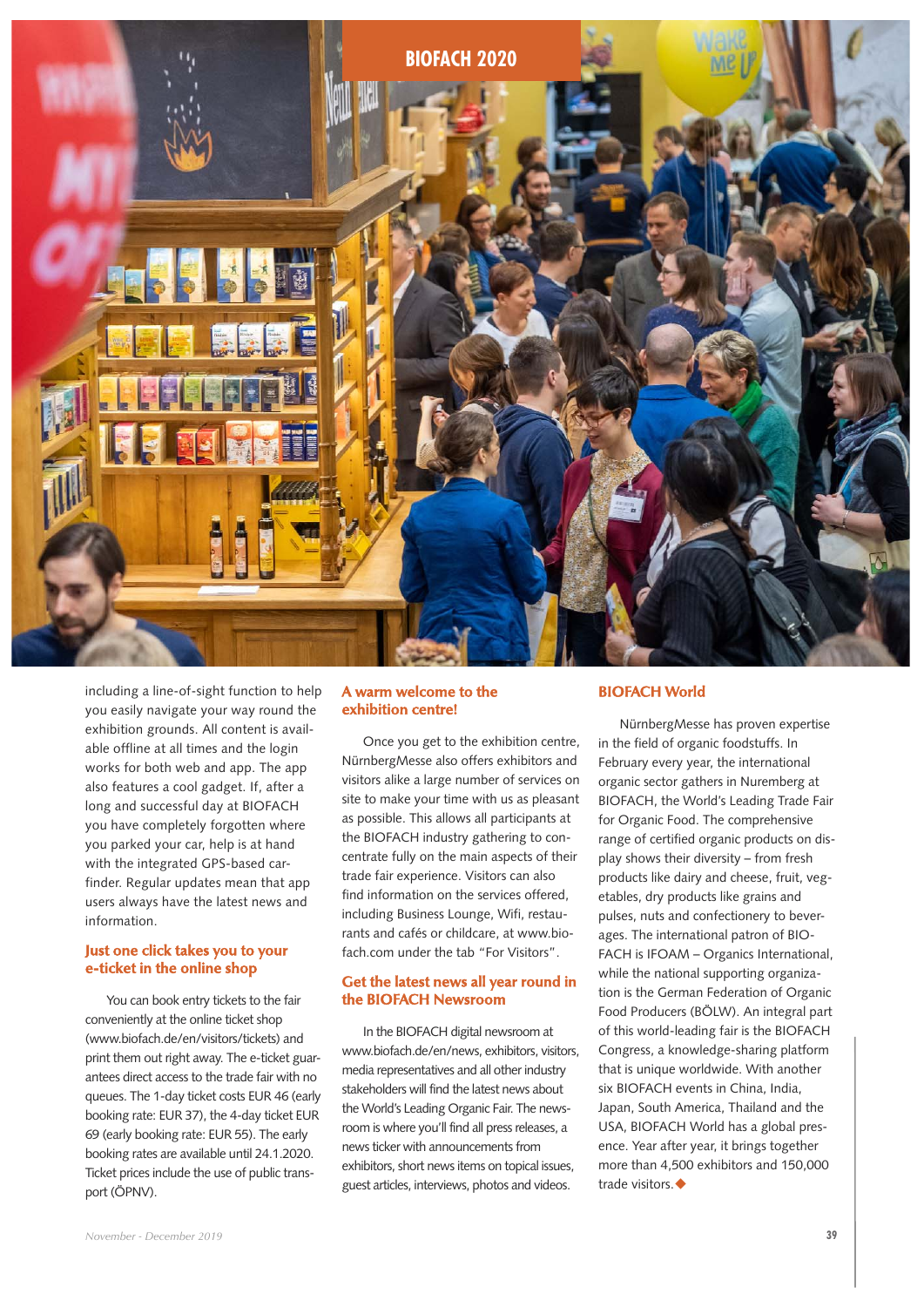# BIOFACH 2020

including a line-of-sight function to help you easily navigate your way round the exhibition grounds. All content is available offline at all times and the login works for both web and app. The app also features a cool gadget. If, after a long and successful day at BIOFACH you have completely forgotten where you parked your car, help is at hand with the integrated GPS-based carfinder. Regular updates mean that app users always have the latest news and information.

## Just one click takes you to your e-ticket in the online shop

You can book entry tickets to the fair conveniently at the online ticket shop (www.biofach.de/en/visitors/tickets) and print them out right away. The e-ticket guarantees direct access to the trade fair with no queues. The 1-day ticket costs EUR 46 (early booking rate: EUR 37), the 4-day ticket EUR 69 (early booking rate: EUR 55). The early booking rates are available until 24.1.2020. Ticket prices include the use of public transport (ÖPNV).

## A warm welcome to the exhibition centre!

Once you get to the exhibition centre, NürnbergMesse also offers exhibitors and visitors alike a large number of services on site to make your time with us as pleasant as possible. This allows all participants at the BIOFACH industry gathering to concentrate fully on the main aspects of their trade fair experience. Visitors can also find information on the services offered, including Business Lounge, Wifi, restaurants and cafés or childcare, at www.biofach.com under the tab "For Visitors".

## Get the latest news all year round in the BIOFACH Newsroom

In the BIOFACH digital newsroom at www.biofach.de/en/news, exhibitors, visitors, media representatives and all other industry stakeholders will find the latest news about the World's Leading Organic Fair. The newsroom is where you'll find all press releases, a news ticker with announcements from exhibitors, short news items on topical issues, guest articles, interviews, photos and videos.

## BIOFACH World

NürnbergMesse has proven expertise in the field of organic foodstuffs. In February every year, the international organic sector gathers in Nuremberg at BIOFACH, the World's Leading Trade Fair for Organic Food. The comprehensive range of certified organic products on display shows their diversity – from fresh products like dairy and cheese, fruit, vegetables, dry products like grains and pulses, nuts and confectionery to beverages. The international patron of BIOFACH is IFOAM – Organics International, while the national supporting organization is the German Federation of Organic Food Producers (BÖLW). An integral part of this world-leading fair is the BIOFACH Congress, a knowledge-sharing platform that is unique worldwide. With another six BIOFACH events in China, India, Japan, South America, Thailand and the USA, BIOFACH World has a global presence. Year after year, it brings together more than 4,500 exhibitors and 150,000 trade visitors.◆